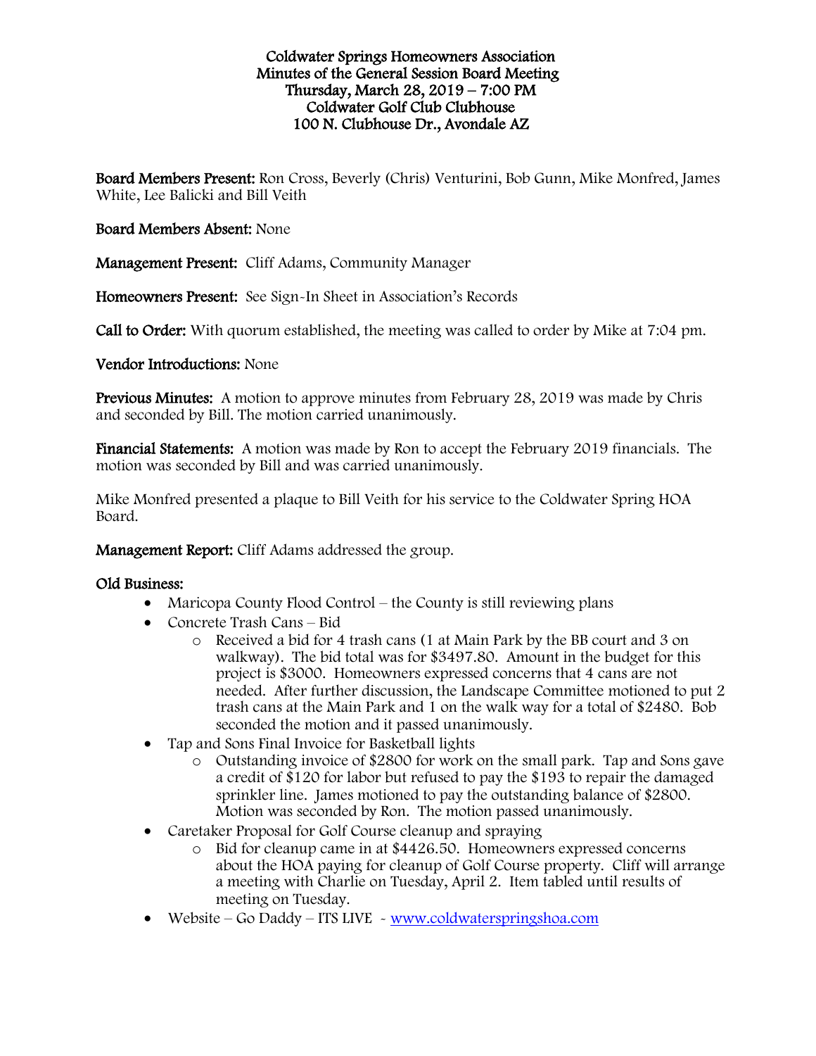# Coldwater Springs Homeowners Association
## Minutes of the General Session Board Meeting
### Thursday, March 28, 2019 – 7:00 PM
### Coldwater Golf Club Clubhouse
### 100 N. Clubhouse Dr., Avondale AZ

**Board Members Present:** Ron Cross, Beverly (Chris) Venturini, Bob Gunn, Mike Monfred, James White, Lee Balicki and Bill Veith

**Board Members Absent:** None

**Management Present:** Cliff Adams, Community Manager

**Homeowners Present:** See Sign-In Sheet in Association's Records

**Call to Order:** With quorum established, the meeting was called to order by Mike at 7:04 pm.

**Vendor Introductions:** None

**Previous Minutes:** A motion to approve minutes from February 28, 2019 was made by Chris and seconded by Bill. The motion carried unanimously.

**Financial Statements:** A motion was made by Ron to accept the February 2019 financials. The motion was seconded by Bill and was carried unanimously.

Mike Monfred presented a plaque to Bill Veith for his service to the Coldwater Spring HOA Board.

**Management Report:** Cliff Adams addressed the group.

**Old Business:**

- Maricopa County Flood Control – the County is still reviewing plans
- Concrete Trash Cans – Bid
  - Received a bid for 4 trash cans (1 at Main Park by the BB court and 3 on walkway). The bid total was for $3497.80. Amount in the budget for this project is $3000. Homeowners expressed concerns that 4 cans are not needed. After further discussion, the Landscape Committee motioned to put 2 trash cans at the Main Park and 1 on the walk way for a total of $2480. Bob seconded the motion and it passed unanimously.
- Tap and Sons Final Invoice for Basketball lights
  - Outstanding invoice of $2800 for work on the small park. Tap and Sons gave a credit of $120 for labor but refused to pay the $193 to repair the damaged sprinkler line. James motioned to pay the outstanding balance of $2800. Motion was seconded by Ron. The motion passed unanimously.
- Caretaker Proposal for Golf Course cleanup and spraying
  - Bid for cleanup came in at $4426.50. Homeowners expressed concerns about the HOA paying for cleanup of Golf Course property. Cliff will arrange a meeting with Charlie on Tuesday, April 2. Item tabled until results of meeting on Tuesday.
- Website – Go Daddy – ITS LIVE - www.coldwaterspringshoa.com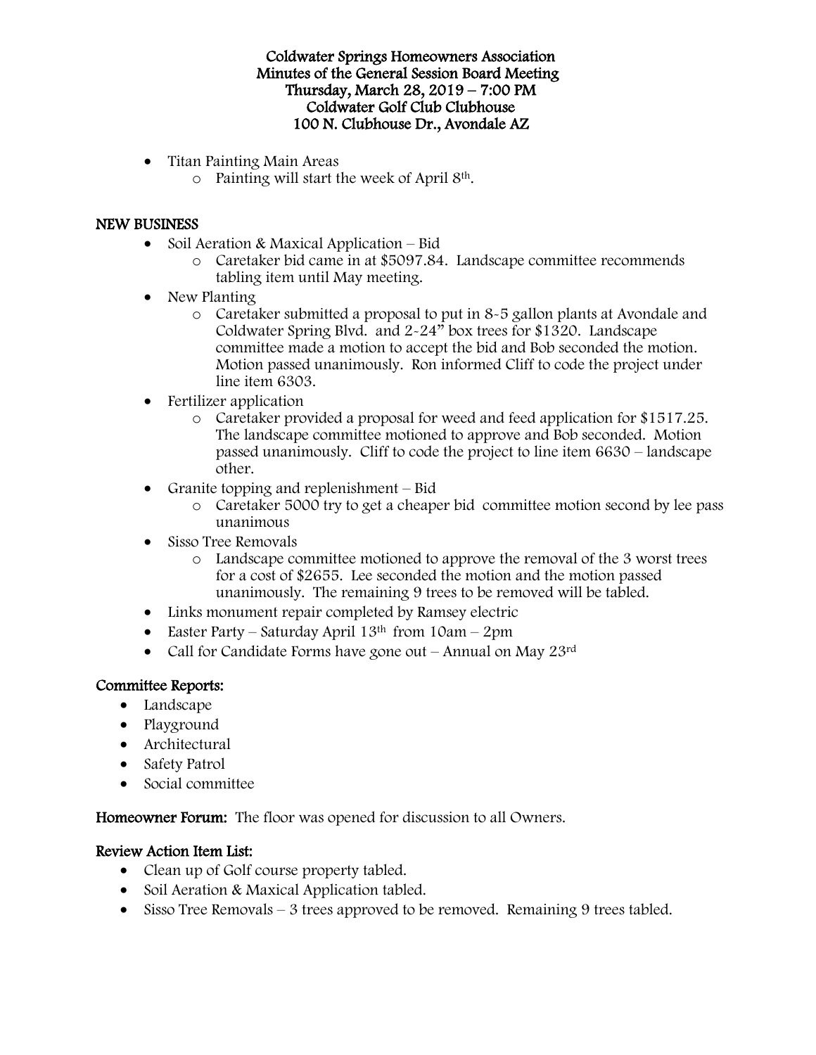Coldwater Springs Homeowners Association
Minutes of the General Session Board Meeting
Thursday, March 28, 2019 – 7:00 PM
Coldwater Golf Club Clubhouse
100 N. Clubhouse Dr., Avondale AZ

- Titan Painting Main Areas
  - Painting will start the week of April 8th.

## NEW BUSINESS

- Soil Aeration & Maxical Application – Bid
  - Caretaker bid came in at $5097.84. Landscape committee recommends tabling item until May meeting.
- New Planting
  - Caretaker submitted a proposal to put in 8-5 gallon plants at Avondale and Coldwater Spring Blvd. and 2-24" box trees for $1320. Landscape committee made a motion to accept the bid and Bob seconded the motion. Motion passed unanimously. Ron informed Cliff to code the project under line item 6303.
- Fertilizer application
  - Caretaker provided a proposal for weed and feed application for $1517.25. The landscape committee motioned to approve and Bob seconded. Motion passed unanimously. Cliff to code the project to line item 6630 – landscape other.
- Granite topping and replenishment – Bid
  - Caretaker 5000 try to get a cheaper bid committee motion second by lee pass unanimous
- Sisso Tree Removals
  - Landscape committee motioned to approve the removal of the 3 worst trees for a cost of $2655. Lee seconded the motion and the motion passed unanimously. The remaining 9 trees to be removed will be tabled.
- Links monument repair completed by Ramsey electric
- Easter Party – Saturday April 13th from 10am – 2pm
- Call for Candidate Forms have gone out – Annual on May 23rd

## Committee Reports:

- Landscape
- Playground
- Architectural
- Safety Patrol
- Social committee

**Homeowner Forum:** The floor was opened for discussion to all Owners.

## Review Action Item List:

- Clean up of Golf course property tabled.
- Soil Aeration & Maxical Application tabled.
- Sisso Tree Removals – 3 trees approved to be removed. Remaining 9 trees tabled.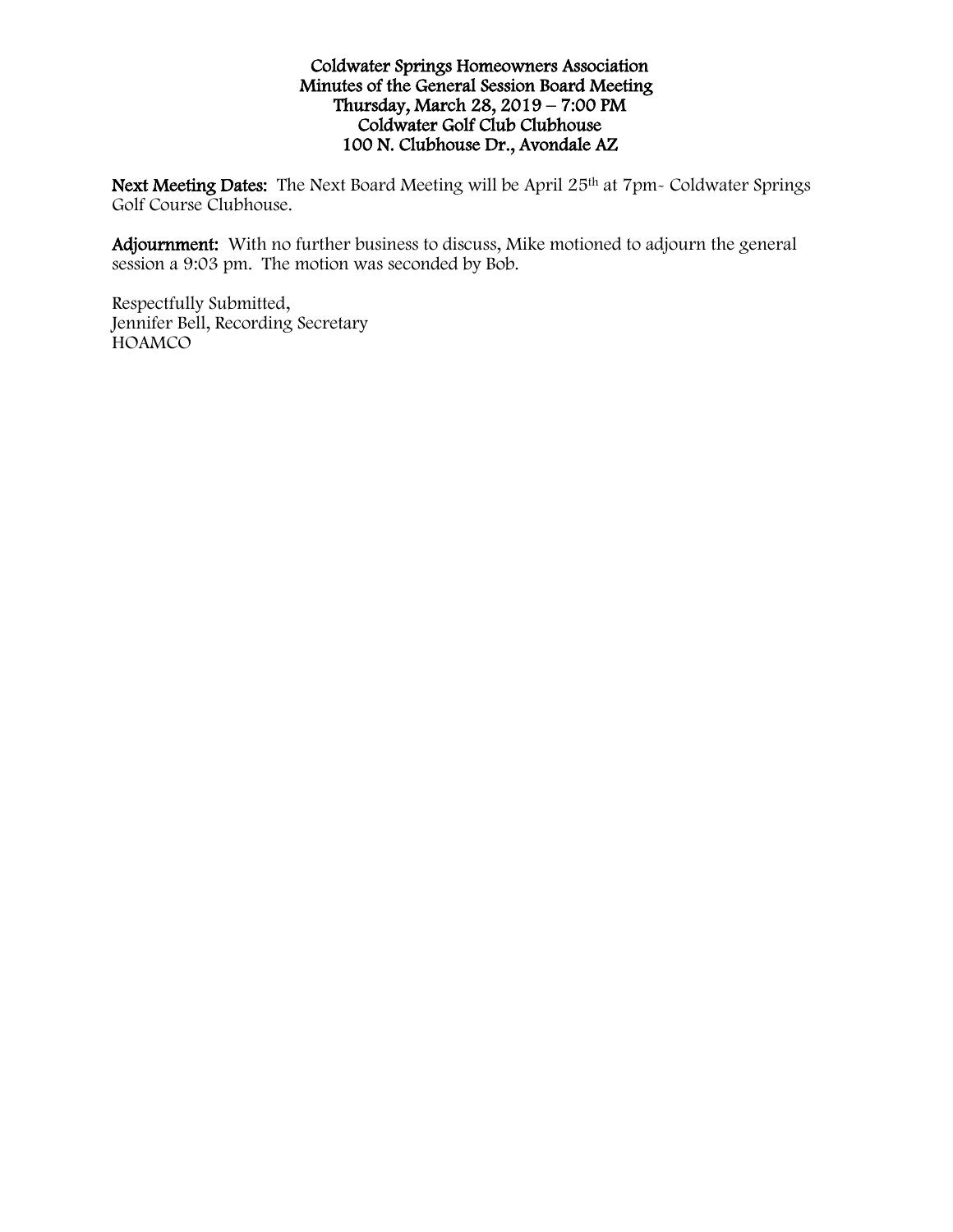**Coldwater Springs Homeowners Association**
**Minutes of the General Session Board Meeting**
**Thursday, March 28, 2019 – 7:00 PM**
**Coldwater Golf Club Clubhouse**
**100 N. Clubhouse Dr., Avondale AZ**

**Next Meeting Dates:** The Next Board Meeting will be April 25th at 7pm- Coldwater Springs Golf Course Clubhouse.

**Adjournment:** With no further business to discuss, Mike motioned to adjourn the general session a 9:03 pm. The motion was seconded by Bob.

Respectfully Submitted,
Jennifer Bell, Recording Secretary
HOAMCO